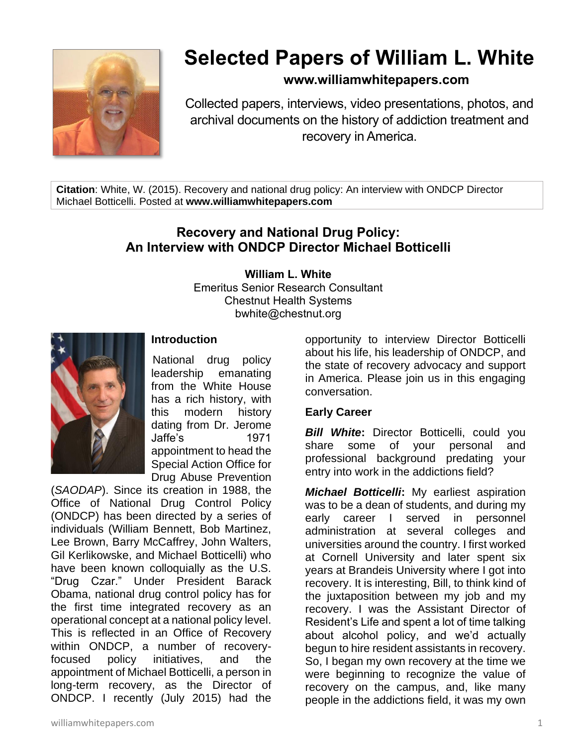# Selected Papers of William L. White

**www.williamwhitepapers.com**

Collected papers, interviews, video presentations, photos, and archival documents on the history of addiction treatment and recovery in America.

**Citation**: White, W. (2015). Recovery and national drug policy: An interview with ONDCP Director Michael Botticelli. Posted at **www.williamwhitepapers.com**

## Recovery and National Drug Policy: An Interview with ONDCP Director Michael Botticelli

**William L. White**
Emeritus Senior Research Consultant
Chestnut Health Systems
bwhite@chestnut.org

### Introduction

National drug policy leadership emanating from the White House has a rich history, with this modern history dating from Dr. Jerome Jaffe's 1971 appointment to head the Special Action Office for Drug Abuse Prevention (*SAODAP*). Since its creation in 1988, the Office of National Drug Control Policy (ONDCP) has been directed by a series of individuals (William Bennett, Bob Martinez, Lee Brown, Barry McCaffrey, John Walters, Gil Kerlikowske, and Michael Botticelli) who have been known colloquially as the U.S. "Drug Czar." Under President Barack Obama, national drug control policy has for the first time integrated recovery as an operational concept at a national policy level. This is reflected in an Office of Recovery within ONDCP, a number of recovery-focused policy initiatives, and the appointment of Michael Botticelli, a person in long-term recovery, as the Director of ONDCP. I recently (July 2015) had the opportunity to interview Director Botticelli about his life, his leadership of ONDCP, and the state of recovery advocacy and support in America. Please join us in this engaging conversation.

### Early Career

***Bill White*:** Director Botticelli, could you share some of your personal and professional background predating your entry into work in the addictions field?

***Michael Botticelli*:** My earliest aspiration was to be a dean of students, and during my early career I served in personnel administration at several colleges and universities around the country. I first worked at Cornell University and later spent six years at Brandeis University where I got into recovery. It is interesting, Bill, to think kind of the juxtaposition between my job and my recovery. I was the Assistant Director of Resident's Life and spent a lot of time talking about alcohol policy, and we'd actually begun to hire resident assistants in recovery. So, I began my own recovery at the time we were beginning to recognize the value of recovery on the campus, and, like many people in the addictions field, it was my own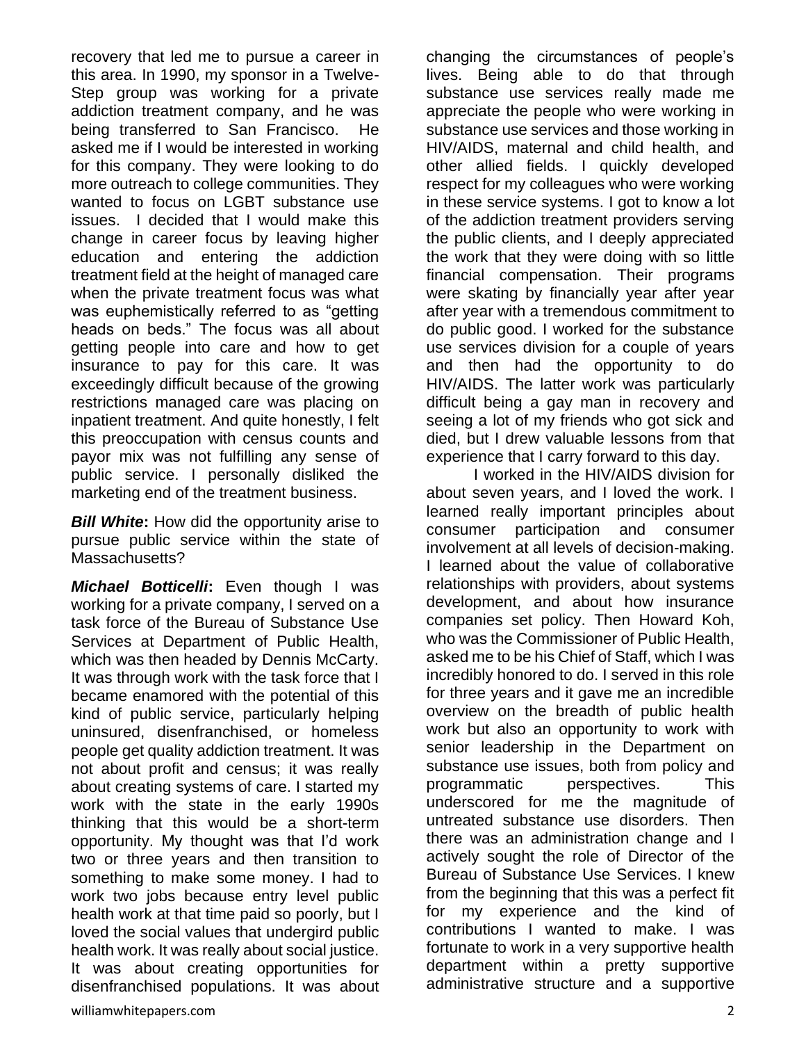recovery that led me to pursue a career in this area. In 1990, my sponsor in a Twelve-Step group was working for a private addiction treatment company, and he was being transferred to San Francisco. He asked me if I would be interested in working for this company. They were looking to do more outreach to college communities. They wanted to focus on LGBT substance use issues. I decided that I would make this change in career focus by leaving higher education and entering the addiction treatment field at the height of managed care when the private treatment focus was what was euphemistically referred to as "getting heads on beds." The focus was all about getting people into care and how to get insurance to pay for this care. It was exceedingly difficult because of the growing restrictions managed care was placing on inpatient treatment. And quite honestly, I felt this preoccupation with census counts and payor mix was not fulfilling any sense of public service. I personally disliked the marketing end of the treatment business.

***Bill White*:** How did the opportunity arise to pursue public service within the state of Massachusetts?

***Michael Botticelli*:** Even though I was working for a private company, I served on a task force of the Bureau of Substance Use Services at Department of Public Health, which was then headed by Dennis McCarty. It was through work with the task force that I became enamored with the potential of this kind of public service, particularly helping uninsured, disenfranchised, or homeless people get quality addiction treatment. It was not about profit and census; it was really about creating systems of care. I started my work with the state in the early 1990s thinking that this would be a short-term opportunity. My thought was that I'd work two or three years and then transition to something to make some money. I had to work two jobs because entry level public health work at that time paid so poorly, but I loved the social values that undergird public health work. It was really about social justice. It was about creating opportunities for disenfranchised populations. It was about changing the circumstances of people's lives. Being able to do that through substance use services really made me appreciate the people who were working in substance use services and those working in HIV/AIDS, maternal and child health, and other allied fields. I quickly developed respect for my colleagues who were working in these service systems. I got to know a lot of the addiction treatment providers serving the public clients, and I deeply appreciated the work that they were doing with so little financial compensation. Their programs were skating by financially year after year after year with a tremendous commitment to do public good. I worked for the substance use services division for a couple of years and then had the opportunity to do HIV/AIDS. The latter work was particularly difficult being a gay man in recovery and seeing a lot of my friends who got sick and died, but I drew valuable lessons from that experience that I carry forward to this day.

I worked in the HIV/AIDS division for about seven years, and I loved the work. I learned really important principles about consumer participation and consumer involvement at all levels of decision-making. I learned about the value of collaborative relationships with providers, about systems development, and about how insurance companies set policy. Then Howard Koh, who was the Commissioner of Public Health, asked me to be his Chief of Staff, which I was incredibly honored to do. I served in this role for three years and it gave me an incredible overview on the breadth of public health work but also an opportunity to work with senior leadership in the Department on substance use issues, both from policy and programmatic perspectives. This underscored for me the magnitude of untreated substance use disorders. Then there was an administration change and I actively sought the role of Director of the Bureau of Substance Use Services. I knew from the beginning that this was a perfect fit for my experience and the kind of contributions I wanted to make. I was fortunate to work in a very supportive health department within a pretty supportive administrative structure and a supportive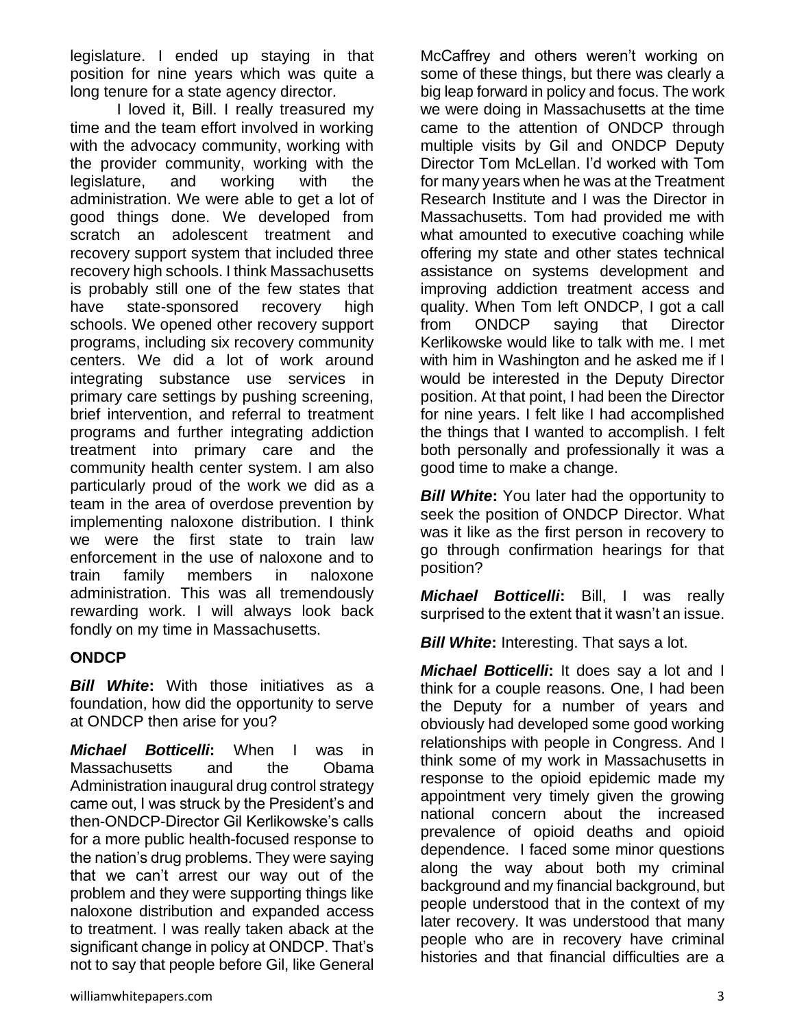legislature. I ended up staying in that position for nine years which was quite a long tenure for a state agency director.

I loved it, Bill. I really treasured my time and the team effort involved in working with the advocacy community, working with the provider community, working with the legislature, and working with the administration. We were able to get a lot of good things done. We developed from scratch an adolescent treatment and recovery support system that included three recovery high schools. I think Massachusetts is probably still one of the few states that have state-sponsored recovery high schools. We opened other recovery support programs, including six recovery community centers. We did a lot of work around integrating substance use services in primary care settings by pushing screening, brief intervention, and referral to treatment programs and further integrating addiction treatment into primary care and the community health center system. I am also particularly proud of the work we did as a team in the area of overdose prevention by implementing naloxone distribution. I think we were the first state to train law enforcement in the use of naloxone and to train family members in naloxone administration. This was all tremendously rewarding work. I will always look back fondly on my time in Massachusetts.

**ONDCP**

***Bill White*:** With those initiatives as a foundation, how did the opportunity to serve at ONDCP then arise for you?

***Michael Botticelli*:** When I was in Massachusetts and the Obama Administration inaugural drug control strategy came out, I was struck by the President's and then-ONDCP-Director Gil Kerlikowske's calls for a more public health-focused response to the nation's drug problems. They were saying that we can't arrest our way out of the problem and they were supporting things like naloxone distribution and expanded access to treatment. I was really taken aback at the significant change in policy at ONDCP. That's not to say that people before Gil, like General McCaffrey and others weren't working on some of these things, but there was clearly a big leap forward in policy and focus. The work we were doing in Massachusetts at the time came to the attention of ONDCP through multiple visits by Gil and ONDCP Deputy Director Tom McLellan. I'd worked with Tom for many years when he was at the Treatment Research Institute and I was the Director in Massachusetts. Tom had provided me with what amounted to executive coaching while offering my state and other states technical assistance on systems development and improving addiction treatment access and quality. When Tom left ONDCP, I got a call from ONDCP saying that Director Kerlikowske would like to talk with me. I met with him in Washington and he asked me if I would be interested in the Deputy Director position. At that point, I had been the Director for nine years. I felt like I had accomplished the things that I wanted to accomplish. I felt both personally and professionally it was a good time to make a change.

***Bill White*:** You later had the opportunity to seek the position of ONDCP Director. What was it like as the first person in recovery to go through confirmation hearings for that position?

***Michael Botticelli*:** Bill, I was really surprised to the extent that it wasn't an issue.

***Bill White*:** Interesting. That says a lot.

***Michael Botticelli*:** It does say a lot and I think for a couple reasons. One, I had been the Deputy for a number of years and obviously had developed some good working relationships with people in Congress. And I think some of my work in Massachusetts in response to the opioid epidemic made my appointment very timely given the growing national concern about the increased prevalence of opioid deaths and opioid dependence. I faced some minor questions along the way about both my criminal background and my financial background, but people understood that in the context of my later recovery. It was understood that many people who are in recovery have criminal histories and that financial difficulties are a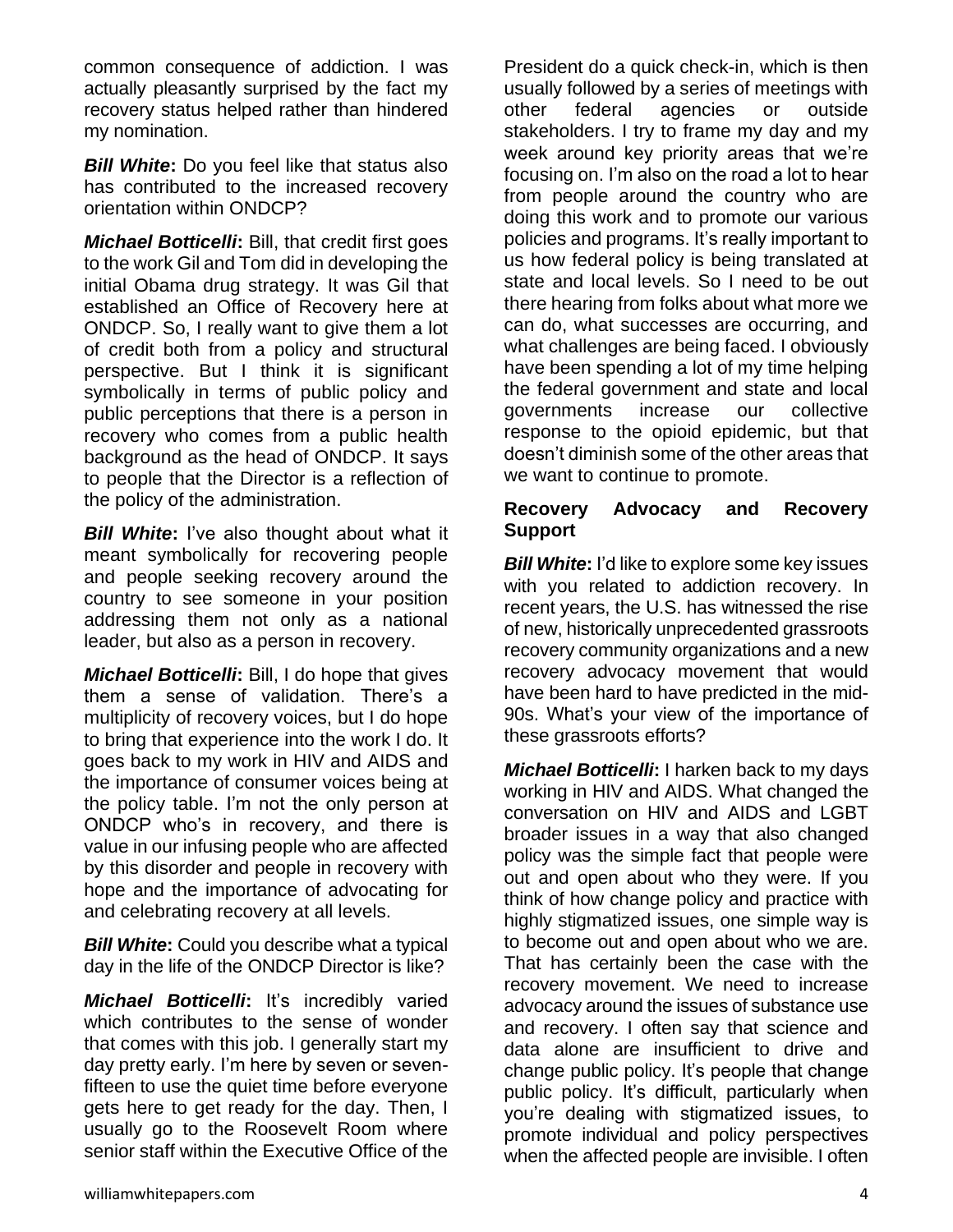common consequence of addiction. I was actually pleasantly surprised by the fact my recovery status helped rather than hindered my nomination.

***Bill White*:** Do you feel like that status also has contributed to the increased recovery orientation within ONDCP?

***Michael Botticelli*:** Bill, that credit first goes to the work Gil and Tom did in developing the initial Obama drug strategy. It was Gil that established an Office of Recovery here at ONDCP. So, I really want to give them a lot of credit both from a policy and structural perspective. But I think it is significant symbolically in terms of public policy and public perceptions that there is a person in recovery who comes from a public health background as the head of ONDCP. It says to people that the Director is a reflection of the policy of the administration.

***Bill White*:** I've also thought about what it meant symbolically for recovering people and people seeking recovery around the country to see someone in your position addressing them not only as a national leader, but also as a person in recovery.

***Michael Botticelli*:** Bill, I do hope that gives them a sense of validation. There's a multiplicity of recovery voices, but I do hope to bring that experience into the work I do. It goes back to my work in HIV and AIDS and the importance of consumer voices being at the policy table. I'm not the only person at ONDCP who's in recovery, and there is value in our infusing people who are affected by this disorder and people in recovery with hope and the importance of advocating for and celebrating recovery at all levels.

***Bill White*:** Could you describe what a typical day in the life of the ONDCP Director is like?

***Michael Botticelli*:** It's incredibly varied which contributes to the sense of wonder that comes with this job. I generally start my day pretty early. I'm here by seven or seven-fifteen to use the quiet time before everyone gets here to get ready for the day. Then, I usually go to the Roosevelt Room where senior staff within the Executive Office of the President do a quick check-in, which is then usually followed by a series of meetings with other federal agencies or outside stakeholders. I try to frame my day and my week around key priority areas that we're focusing on. I'm also on the road a lot to hear from people around the country who are doing this work and to promote our various policies and programs. It's really important to us how federal policy is being translated at state and local levels. So I need to be out there hearing from folks about what more we can do, what successes are occurring, and what challenges are being faced. I obviously have been spending a lot of my time helping the federal government and state and local governments increase our collective response to the opioid epidemic, but that doesn't diminish some of the other areas that we want to continue to promote.

**Recovery Advocacy and Recovery Support**

***Bill White*:** I'd like to explore some key issues with you related to addiction recovery. In recent years, the U.S. has witnessed the rise of new, historically unprecedented grassroots recovery community organizations and a new recovery advocacy movement that would have been hard to have predicted in the mid-90s. What's your view of the importance of these grassroots efforts?

***Michael Botticelli*:** I harken back to my days working in HIV and AIDS. What changed the conversation on HIV and AIDS and LGBT broader issues in a way that also changed policy was the simple fact that people were out and open about who they were. If you think of how change policy and practice with highly stigmatized issues, one simple way is to become out and open about who we are. That has certainly been the case with the recovery movement. We need to increase advocacy around the issues of substance use and recovery. I often say that science and data alone are insufficient to drive and change public policy. It's people that change public policy. It's difficult, particularly when you're dealing with stigmatized issues, to promote individual and policy perspectives when the affected people are invisible. I often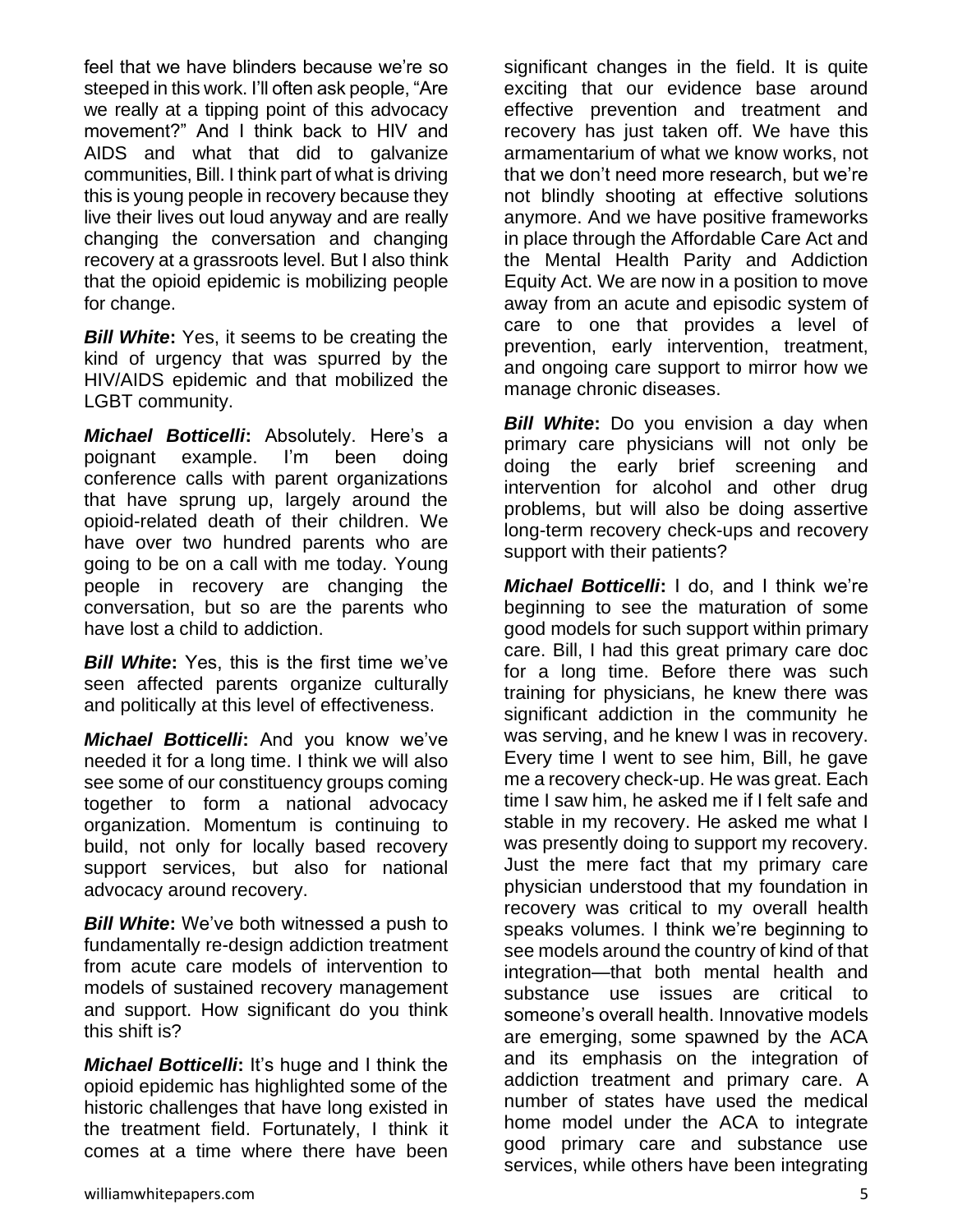feel that we have blinders because we're so steeped in this work. I'll often ask people, "Are we really at a tipping point of this advocacy movement?" And I think back to HIV and AIDS and what that did to galvanize communities, Bill. I think part of what is driving this is young people in recovery because they live their lives out loud anyway and are really changing the conversation and changing recovery at a grassroots level. But I also think that the opioid epidemic is mobilizing people for change.

***Bill White*:** Yes, it seems to be creating the kind of urgency that was spurred by the HIV/AIDS epidemic and that mobilized the LGBT community.

***Michael Botticelli*:** Absolutely. Here's a poignant example. I'm been doing conference calls with parent organizations that have sprung up, largely around the opioid-related death of their children. We have over two hundred parents who are going to be on a call with me today. Young people in recovery are changing the conversation, but so are the parents who have lost a child to addiction.

***Bill White*:** Yes, this is the first time we've seen affected parents organize culturally and politically at this level of effectiveness.

***Michael Botticelli*:** And you know we've needed it for a long time. I think we will also see some of our constituency groups coming together to form a national advocacy organization. Momentum is continuing to build, not only for locally based recovery support services, but also for national advocacy around recovery.

***Bill White*:** We've both witnessed a push to fundamentally re-design addiction treatment from acute care models of intervention to models of sustained recovery management and support. How significant do you think this shift is?

***Michael Botticelli*:** It's huge and I think the opioid epidemic has highlighted some of the historic challenges that have long existed in the treatment field. Fortunately, I think it comes at a time where there have been significant changes in the field. It is quite exciting that our evidence base around effective prevention and treatment and recovery has just taken off. We have this armamentarium of what we know works, not that we don't need more research, but we're not blindly shooting at effective solutions anymore. And we have positive frameworks in place through the Affordable Care Act and the Mental Health Parity and Addiction Equity Act. We are now in a position to move away from an acute and episodic system of care to one that provides a level of prevention, early intervention, treatment, and ongoing care support to mirror how we manage chronic diseases.

***Bill White*:** Do you envision a day when primary care physicians will not only be doing the early brief screening and intervention for alcohol and other drug problems, but will also be doing assertive long-term recovery check-ups and recovery support with their patients?

***Michael Botticelli*:** I do, and I think we're beginning to see the maturation of some good models for such support within primary care. Bill, I had this great primary care doc for a long time. Before there was such training for physicians, he knew there was significant addiction in the community he was serving, and he knew I was in recovery. Every time I went to see him, Bill, he gave me a recovery check-up. He was great. Each time I saw him, he asked me if I felt safe and stable in my recovery. He asked me what I was presently doing to support my recovery. Just the mere fact that my primary care physician understood that my foundation in recovery was critical to my overall health speaks volumes. I think we're beginning to see models around the country of kind of that integration—that both mental health and substance use issues are critical to someone's overall health. Innovative models are emerging, some spawned by the ACA and its emphasis on the integration of addiction treatment and primary care. A number of states have used the medical home model under the ACA to integrate good primary care and substance use services, while others have been integrating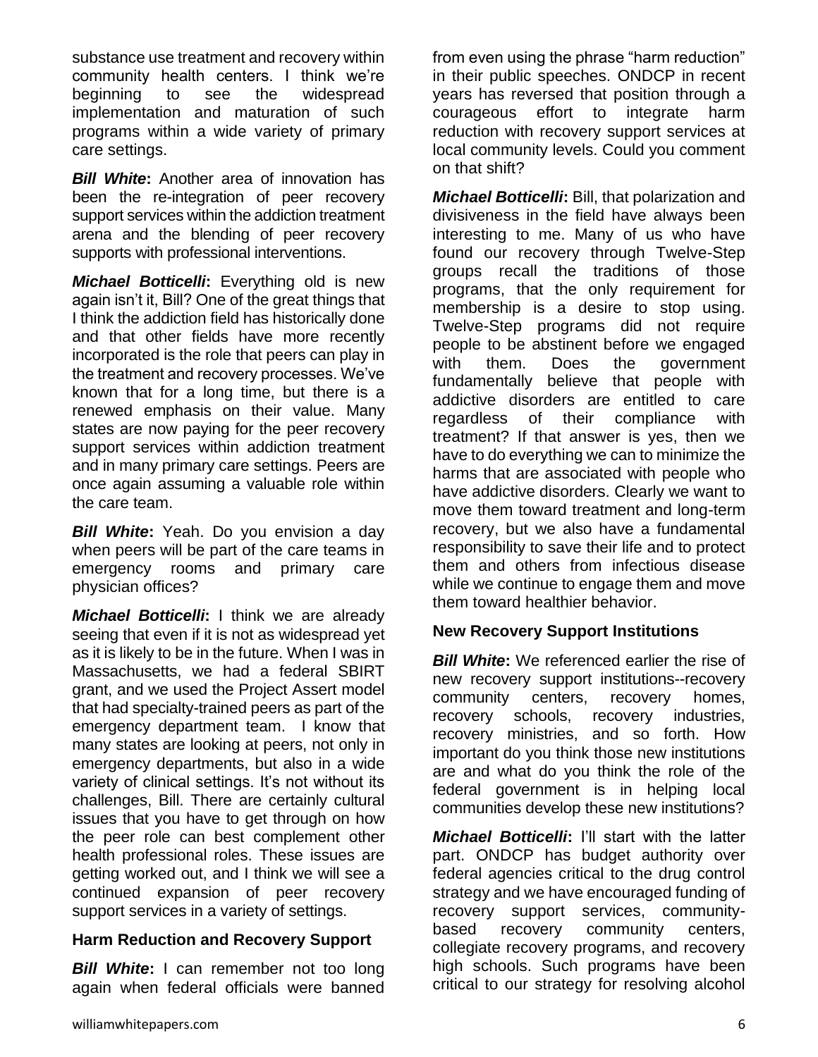substance use treatment and recovery within community health centers. I think we're beginning to see the widespread implementation and maturation of such programs within a wide variety of primary care settings.

***Bill White*****:** Another area of innovation has been the re-integration of peer recovery support services within the addiction treatment arena and the blending of peer recovery supports with professional interventions.

***Michael Botticelli*****:** Everything old is new again isn't it, Bill? One of the great things that I think the addiction field has historically done and that other fields have more recently incorporated is the role that peers can play in the treatment and recovery processes. We've known that for a long time, but there is a renewed emphasis on their value. Many states are now paying for the peer recovery support services within addiction treatment and in many primary care settings. Peers are once again assuming a valuable role within the care team.

***Bill White*****:** Yeah. Do you envision a day when peers will be part of the care teams in emergency rooms and primary care physician offices?

***Michael Botticelli*****:** I think we are already seeing that even if it is not as widespread yet as it is likely to be in the future. When I was in Massachusetts, we had a federal SBIRT grant, and we used the Project Assert model that had specialty-trained peers as part of the emergency department team. I know that many states are looking at peers, not only in emergency departments, but also in a wide variety of clinical settings. It's not without its challenges, Bill. There are certainly cultural issues that you have to get through on how the peer role can best complement other health professional roles. These issues are getting worked out, and I think we will see a continued expansion of peer recovery support services in a variety of settings.

### Harm Reduction and Recovery Support

***Bill White*****:** I can remember not too long again when federal officials were banned from even using the phrase "harm reduction" in their public speeches. ONDCP in recent years has reversed that position through a courageous effort to integrate harm reduction with recovery support services at local community levels. Could you comment on that shift?

***Michael Botticelli*****:** Bill, that polarization and divisiveness in the field have always been interesting to me. Many of us who have found our recovery through Twelve-Step groups recall the traditions of those programs, that the only requirement for membership is a desire to stop using. Twelve-Step programs did not require people to be abstinent before we engaged with them. Does the government fundamentally believe that people with addictive disorders are entitled to care regardless of their compliance with treatment? If that answer is yes, then we have to do everything we can to minimize the harms that are associated with people who have addictive disorders. Clearly we want to move them toward treatment and long-term recovery, but we also have a fundamental responsibility to save their life and to protect them and others from infectious disease while we continue to engage them and move them toward healthier behavior.

### New Recovery Support Institutions

***Bill White*****:** We referenced earlier the rise of new recovery support institutions--recovery community centers, recovery homes, recovery schools, recovery industries, recovery ministries, and so forth. How important do you think those new institutions are and what do you think the role of the federal government is in helping local communities develop these new institutions?

***Michael Botticelli*****:** I'll start with the latter part. ONDCP has budget authority over federal agencies critical to the drug control strategy and we have encouraged funding of recovery support services, community-based recovery community centers, collegiate recovery programs, and recovery high schools. Such programs have been critical to our strategy for resolving alcohol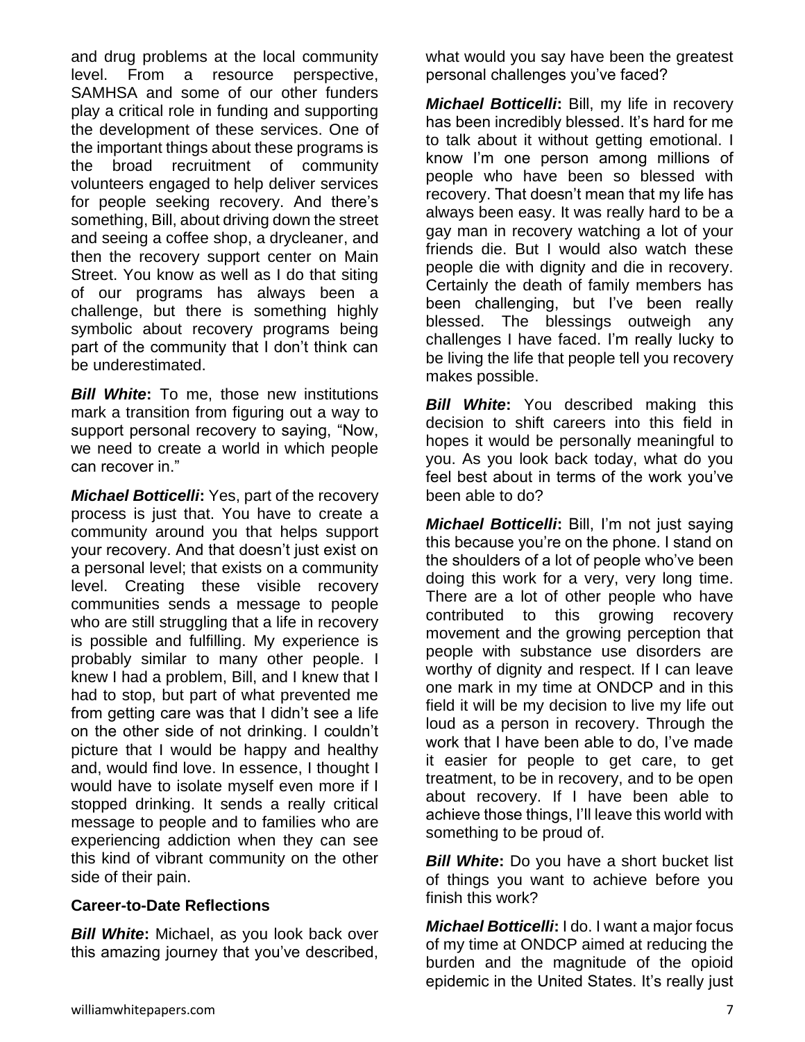and drug problems at the local community level. From a resource perspective, SAMHSA and some of our other funders play a critical role in funding and supporting the development of these services. One of the important things about these programs is the broad recruitment of community volunteers engaged to help deliver services for people seeking recovery. And there's something, Bill, about driving down the street and seeing a coffee shop, a drycleaner, and then the recovery support center on Main Street. You know as well as I do that siting of our programs has always been a challenge, but there is something highly symbolic about recovery programs being part of the community that I don't think can be underestimated.

***Bill White*:** To me, those new institutions mark a transition from figuring out a way to support personal recovery to saying, "Now, we need to create a world in which people can recover in."

***Michael Botticelli*:** Yes, part of the recovery process is just that. You have to create a community around you that helps support your recovery. And that doesn't just exist on a personal level; that exists on a community level. Creating these visible recovery communities sends a message to people who are still struggling that a life in recovery is possible and fulfilling. My experience is probably similar to many other people. I knew I had a problem, Bill, and I knew that I had to stop, but part of what prevented me from getting care was that I didn't see a life on the other side of not drinking. I couldn't picture that I would be happy and healthy and, would find love. In essence, I thought I would have to isolate myself even more if I stopped drinking. It sends a really critical message to people and to families who are experiencing addiction when they can see this kind of vibrant community on the other side of their pain.

### Career-to-Date Reflections

***Bill White*:** Michael, as you look back over this amazing journey that you've described, what would you say have been the greatest personal challenges you've faced?

***Michael Botticelli*:** Bill, my life in recovery has been incredibly blessed. It's hard for me to talk about it without getting emotional. I know I'm one person among millions of people who have been so blessed with recovery. That doesn't mean that my life has always been easy. It was really hard to be a gay man in recovery watching a lot of your friends die. But I would also watch these people die with dignity and die in recovery. Certainly the death of family members has been challenging, but I've been really blessed. The blessings outweigh any challenges I have faced. I'm really lucky to be living the life that people tell you recovery makes possible.

***Bill White*:** You described making this decision to shift careers into this field in hopes it would be personally meaningful to you. As you look back today, what do you feel best about in terms of the work you've been able to do?

***Michael Botticelli*:** Bill, I'm not just saying this because you're on the phone. I stand on the shoulders of a lot of people who've been doing this work for a very, very long time. There are a lot of other people who have contributed to this growing recovery movement and the growing perception that people with substance use disorders are worthy of dignity and respect. If I can leave one mark in my time at ONDCP and in this field it will be my decision to live my life out loud as a person in recovery. Through the work that I have been able to do, I've made it easier for people to get care, to get treatment, to be in recovery, and to be open about recovery. If I have been able to achieve those things, I'll leave this world with something to be proud of.

***Bill White*:** Do you have a short bucket list of things you want to achieve before you finish this work?

***Michael Botticelli*:** I do. I want a major focus of my time at ONDCP aimed at reducing the burden and the magnitude of the opioid epidemic in the United States. It's really just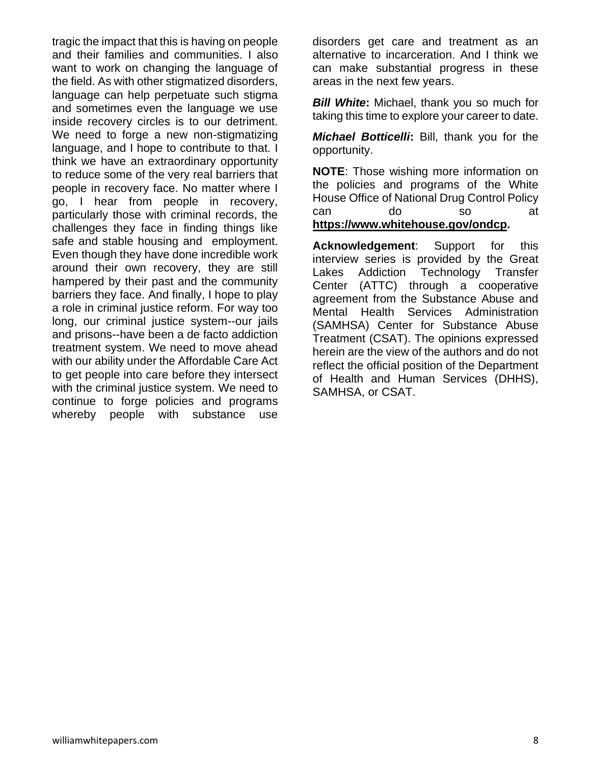tragic the impact that this is having on people and their families and communities. I also want to work on changing the language of the field. As with other stigmatized disorders, language can help perpetuate such stigma and sometimes even the language we use inside recovery circles is to our detriment. We need to forge a new non-stigmatizing language, and I hope to contribute to that. I think we have an extraordinary opportunity to reduce some of the very real barriers that people in recovery face. No matter where I go, I hear from people in recovery, particularly those with criminal records, the challenges they face in finding things like safe and stable housing and employment. Even though they have done incredible work around their own recovery, they are still hampered by their past and the community barriers they face. And finally, I hope to play a role in criminal justice reform. For way too long, our criminal justice system--our jails and prisons--have been a de facto addiction treatment system. We need to move ahead with our ability under the Affordable Care Act to get people into care before they intersect with the criminal justice system. We need to continue to forge policies and programs whereby people with substance use disorders get care and treatment as an alternative to incarceration. And I think we can make substantial progress in these areas in the next few years.

***Bill White*:** Michael, thank you so much for taking this time to explore your career to date.

***Michael Botticelli*:** Bill, thank you for the opportunity.

**NOTE**: Those wishing more information on the policies and programs of the White House Office of National Drug Control Policy can do so at **https://www.whitehouse.gov/ondcp.**

**Acknowledgement**: Support for this interview series is provided by the Great Lakes Addiction Technology Transfer Center (ATTC) through a cooperative agreement from the Substance Abuse and Mental Health Services Administration (SAMHSA) Center for Substance Abuse Treatment (CSAT). The opinions expressed herein are the view of the authors and do not reflect the official position of the Department of Health and Human Services (DHHS), SAMHSA, or CSAT.